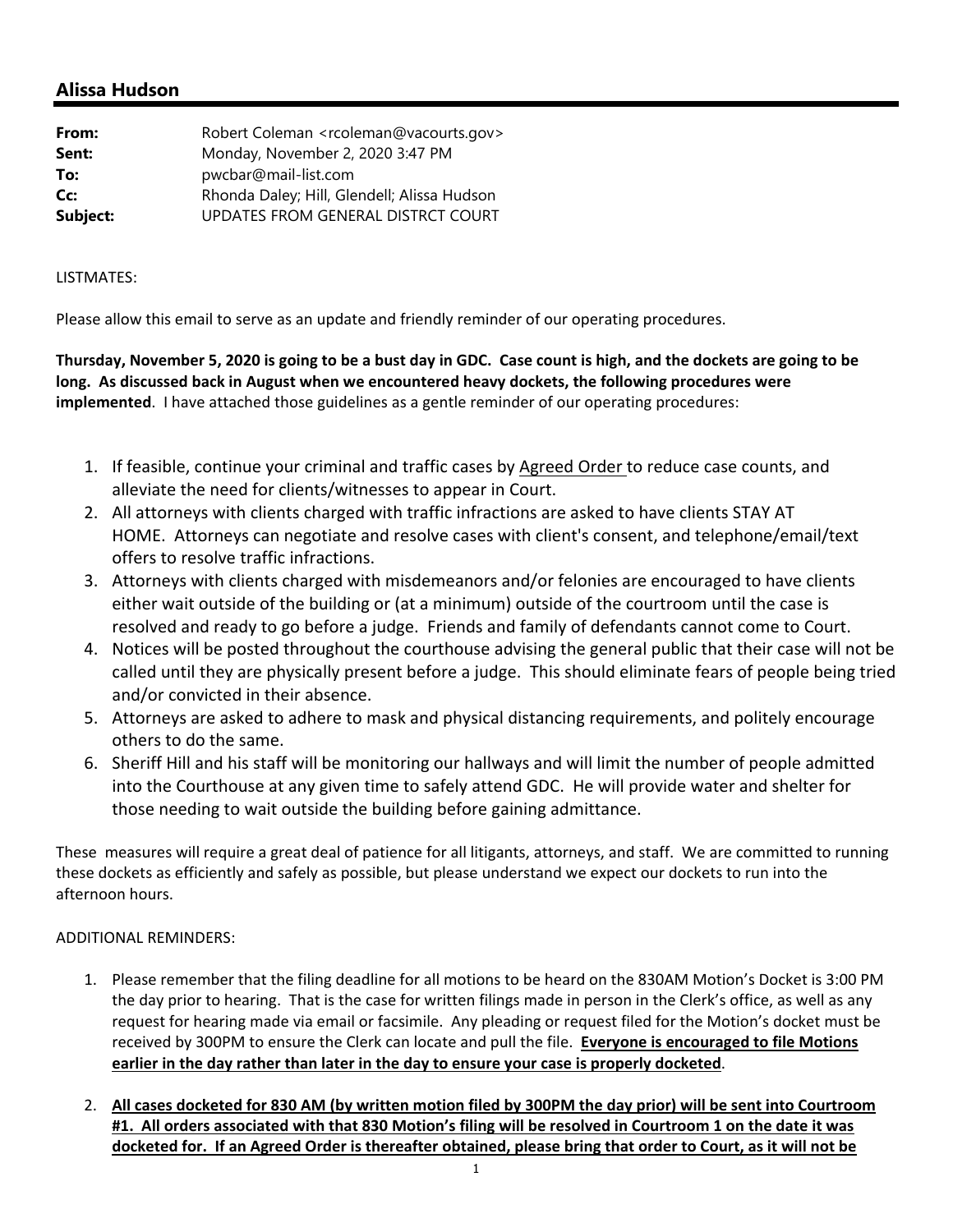## Alissa Hudson

| | |
|---|---|
| **From:** | Robert Coleman <rcoleman@vacourts.gov> |
| **Sent:** | Monday, November 2, 2020 3:47 PM |
| **To:** | pwcbar@mail-list.com |
| **Cc:** | Rhonda Daley; Hill, Glendell; Alissa Hudson |
| **Subject:** | UPDATES FROM GENERAL DISTRCT COURT |

LISTMATES:

Please allow this email to serve as an update and friendly reminder of our operating procedures.

**Thursday, November 5, 2020 is going to be a bust day in GDC. Case count is high, and the dockets are going to be long. As discussed back in August when we encountered heavy dockets, the following procedures were implemented**. I have attached those guidelines as a gentle reminder of our operating procedures:

1. If feasible, continue your criminal and traffic cases by <u>Agreed Order</u> to reduce case counts, and alleviate the need for clients/witnesses to appear in Court.
2. All attorneys with clients charged with traffic infractions are asked to have clients STAY AT HOME. Attorneys can negotiate and resolve cases with client's consent, and telephone/email/text offers to resolve traffic infractions.
3. Attorneys with clients charged with misdemeanors and/or felonies are encouraged to have clients either wait outside of the building or (at a minimum) outside of the courtroom until the case is resolved and ready to go before a judge. Friends and family of defendants cannot come to Court.
4. Notices will be posted throughout the courthouse advising the general public that their case will not be called until they are physically present before a judge. This should eliminate fears of people being tried and/or convicted in their absence.
5. Attorneys are asked to adhere to mask and physical distancing requirements, and politely encourage others to do the same.
6. Sheriff Hill and his staff will be monitoring our hallways and will limit the number of people admitted into the Courthouse at any given time to safely attend GDC. He will provide water and shelter for those needing to wait outside the building before gaining admittance.

These measures will require a great deal of patience for all litigants, attorneys, and staff. We are committed to running these dockets as efficiently and safely as possible, but please understand we expect our dockets to run into the afternoon hours.

ADDITIONAL REMINDERS:

1. Please remember that the filing deadline for all motions to be heard on the 830AM Motion's Docket is 3:00 PM the day prior to hearing. That is the case for written filings made in person in the Clerk's office, as well as any request for hearing made via email or facsimile. Any pleading or request filed for the Motion's docket must be received by 300PM to ensure the Clerk can locate and pull the file. <u>**Everyone is encouraged to file Motions earlier in the day rather than later in the day to ensure your case is properly docketed**</u>.

2. <u>**All cases docketed for 830 AM (by written motion filed by 300PM the day prior) will be sent into Courtroom #1. All orders associated with that 830 Motion's filing will be resolved in Courtroom 1 on the date it was docketed for. If an Agreed Order is thereafter obtained, please bring that order to Court, as it will not be**</u>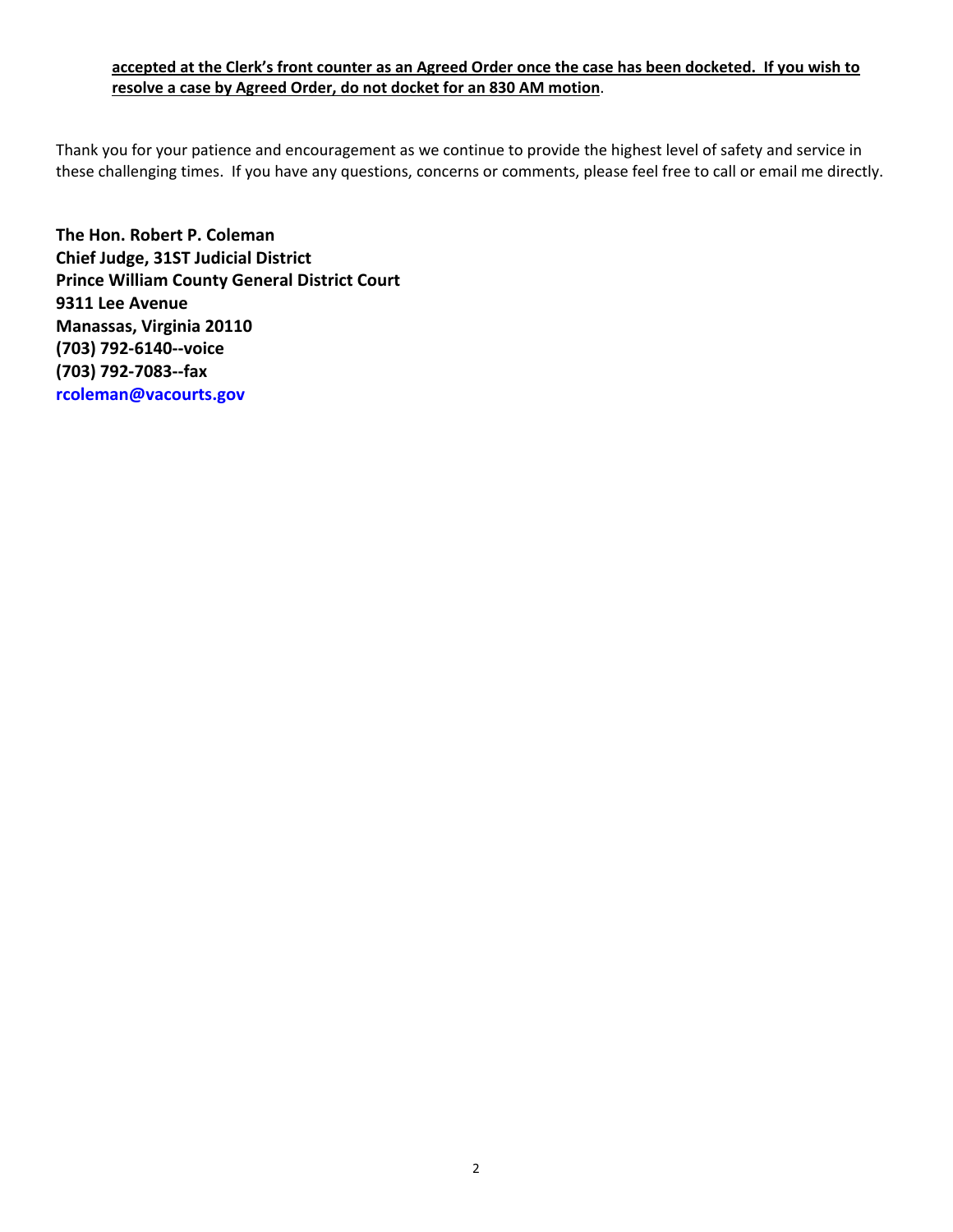**accepted at the Clerk's front counter as an Agreed Order once the case has been docketed. If you wish to resolve a case by Agreed Order, do not docket for an 830 AM motion**.

Thank you for your patience and encouragement as we continue to provide the highest level of safety and service in these challenging times. If you have any questions, concerns or comments, please feel free to call or email me directly.

**The Hon. Robert P. Coleman**
**Chief Judge, 31ST Judicial District**
**Prince William County General District Court**
**9311 Lee Avenue**
**Manassas, Virginia 20110**
**(703) 792-6140--voice**
**(703) 792-7083--fax**
**rcoleman@vacourts.gov**